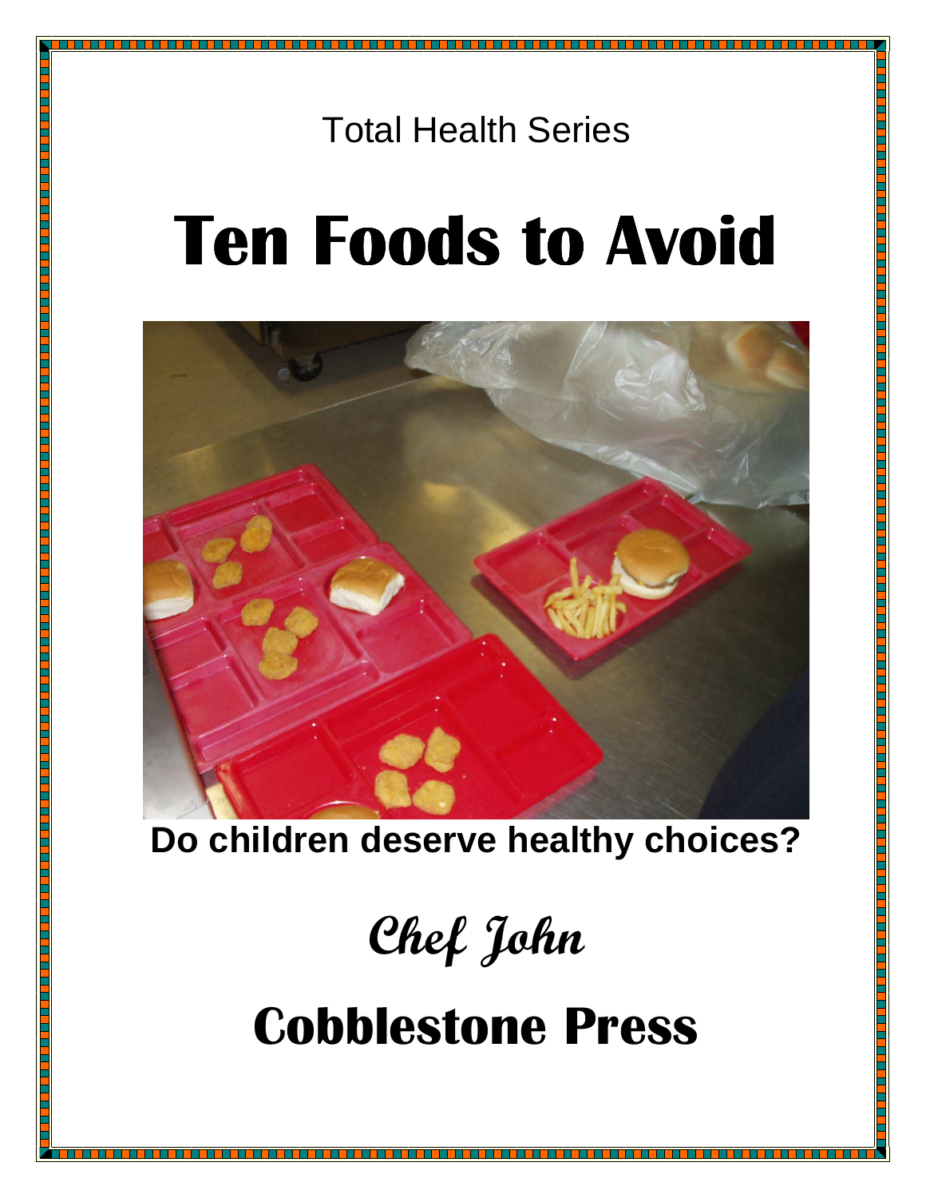Total Health Series

# Ten Foods to Avoid

**Do children deserve healthy choices?**

## Chef John

## Cobblestone Press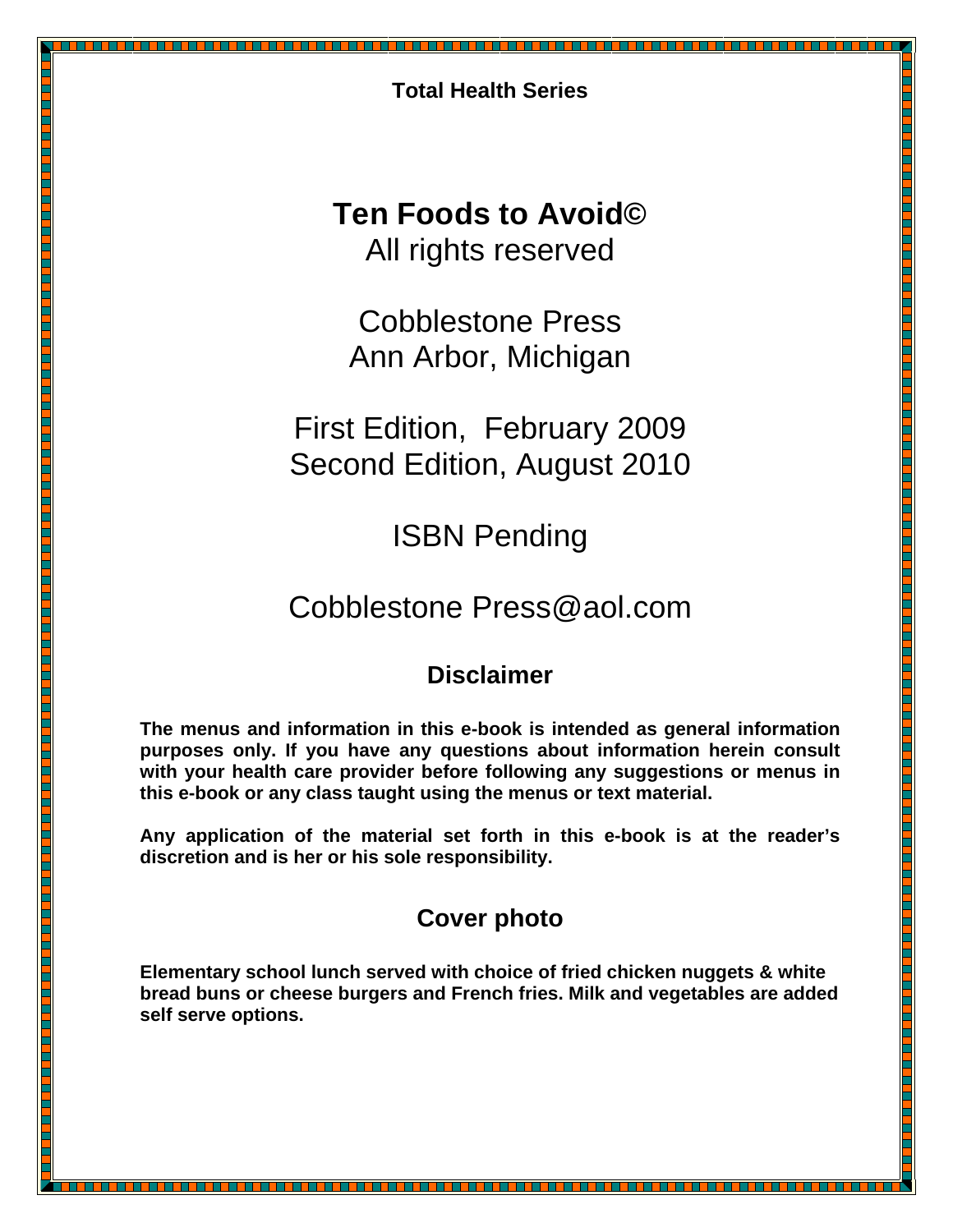**Total Health Series**

# Ten Foods to Avoid©

All rights reserved

Cobblestone Press
Ann Arbor, Michigan

First Edition, February 2009
Second Edition, August 2010

ISBN Pending

Cobblestone Press@aol.com

## Disclaimer

**The menus and information in this e-book is intended as general information purposes only. If you have any questions about information herein consult with your health care provider before following any suggestions or menus in this e-book or any class taught using the menus or text material.**

**Any application of the material set forth in this e-book is at the reader's discretion and is her or his sole responsibility.**

## Cover photo

**Elementary school lunch served with choice of fried chicken nuggets & white bread buns or cheese burgers and French fries. Milk and vegetables are added self serve options.**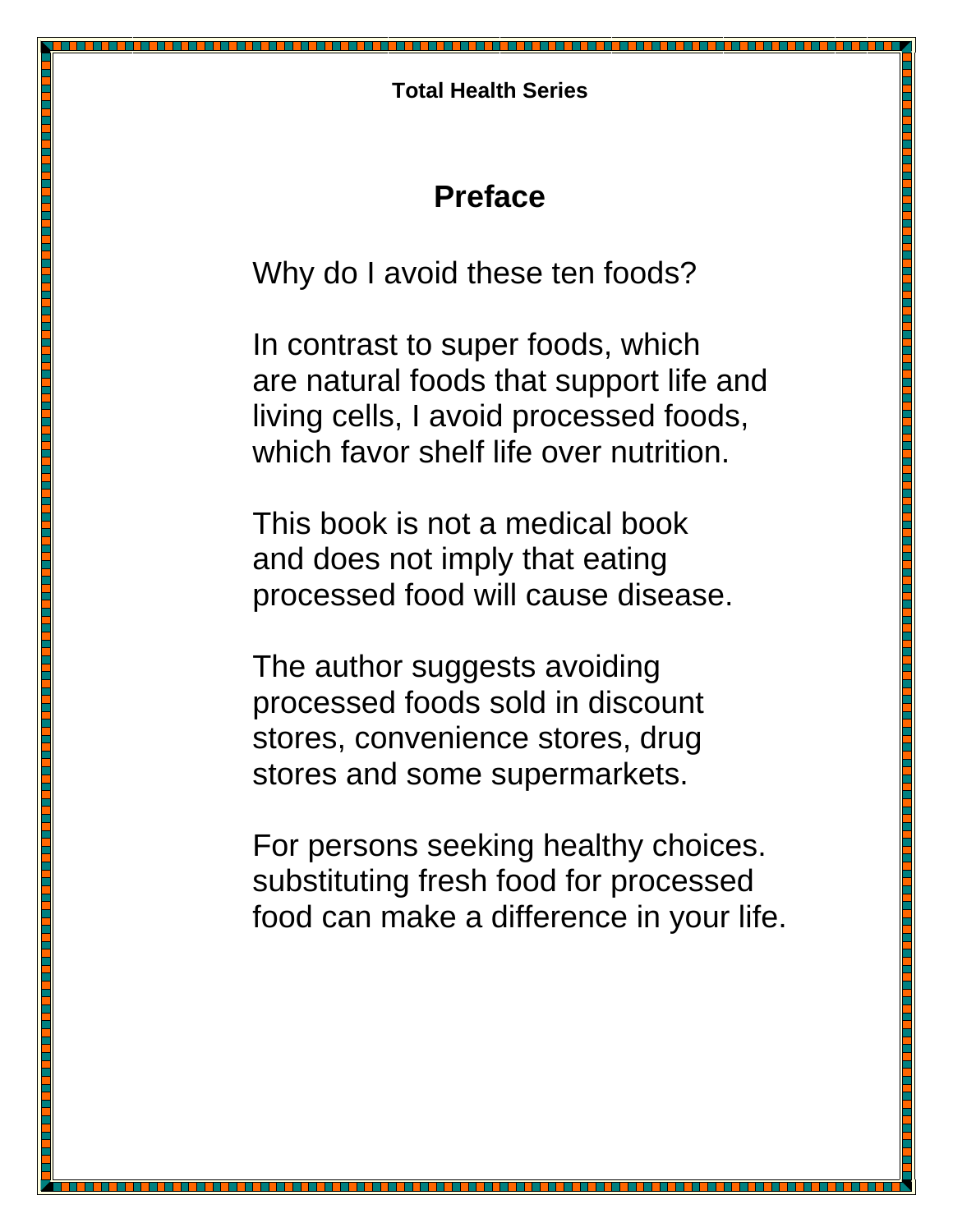# Preface

Why do I avoid these ten foods?

In contrast to super foods, which are natural foods that support life and living cells, I avoid processed foods, which favor shelf life over nutrition.

This book is not a medical book and does not imply that eating processed food will cause disease.

The author suggests avoiding processed foods sold in discount stores, convenience stores, drug stores and some supermarkets.

For persons seeking healthy choices. substituting fresh food for processed food can make a difference in your life.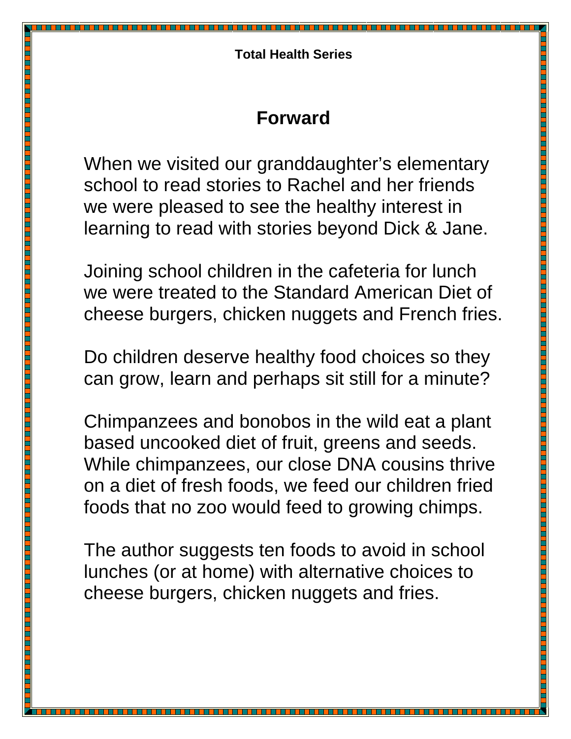# Forward

When we visited our granddaughter's elementary school to read stories to Rachel and her friends we were pleased to see the healthy interest in learning to read with stories beyond Dick & Jane.

Joining school children in the cafeteria for lunch we were treated to the Standard American Diet of cheese burgers, chicken nuggets and French fries.

Do children deserve healthy food choices so they can grow, learn and perhaps sit still for a minute?

Chimpanzees and bonobos in the wild eat a plant based uncooked diet of fruit, greens and seeds. While chimpanzees, our close DNA cousins thrive on a diet of fresh foods, we feed our children fried foods that no zoo would feed to growing chimps.

The author suggests ten foods to avoid in school lunches (or at home) with alternative choices to cheese burgers, chicken nuggets and fries.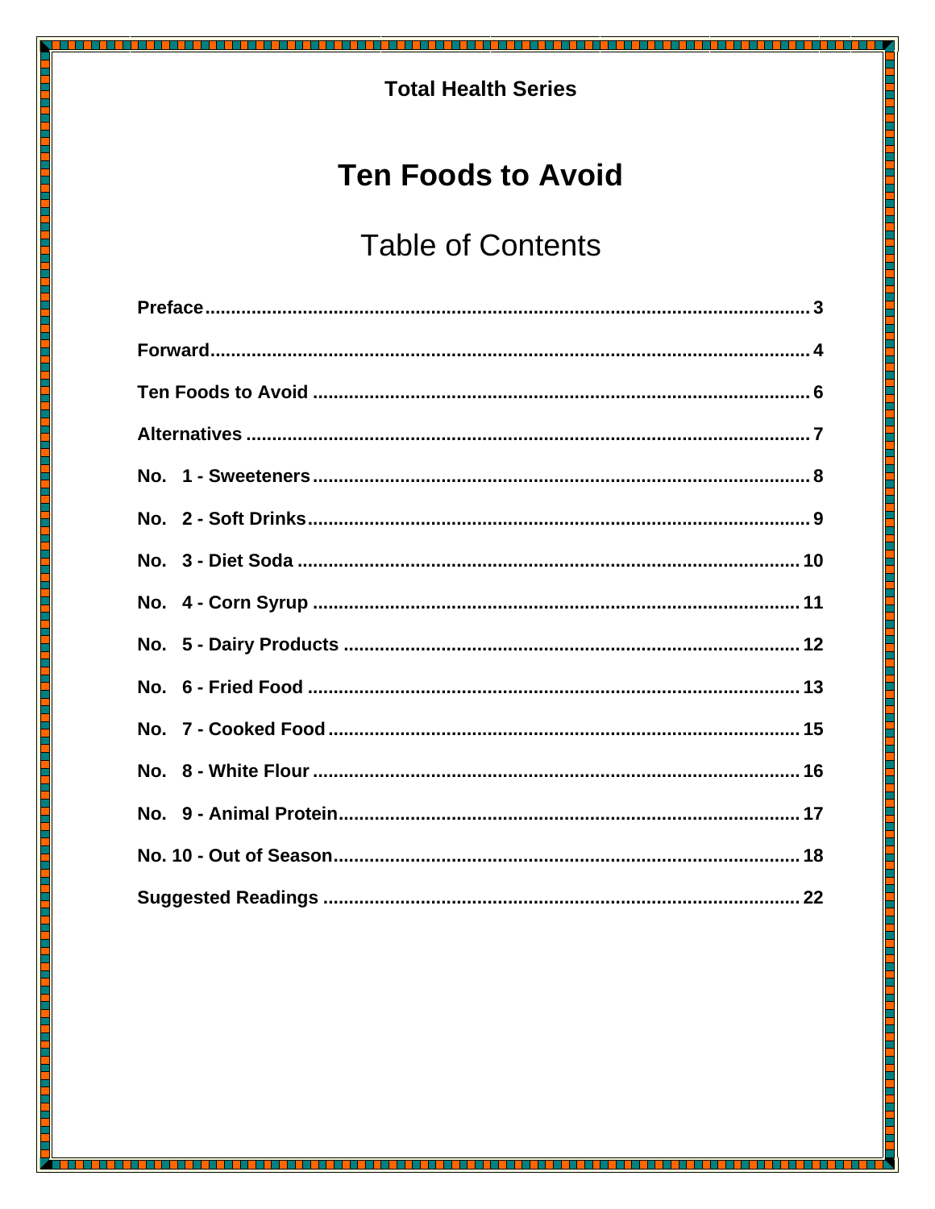**Total Health Series**

# Ten Foods to Avoid

## Table of Contents

**Preface** ..... 3

**Forward** ..... 4

**Ten Foods to Avoid** ..... 6

**Alternatives** ..... 7

**No. 1 - Sweeteners** ..... 8

**No. 2 - Soft Drinks** ..... 9

**No. 3 - Diet Soda** ..... 10

**No. 4 - Corn Syrup** ..... 11

**No. 5 - Dairy Products** ..... 12

**No. 6 - Fried Food** ..... 13

**No. 7 - Cooked Food** ..... 15

**No. 8 - White Flour** ..... 16

**No. 9 - Animal Protein** ..... 17

**No. 10 - Out of Season** ..... 18

**Suggested Readings** ..... 22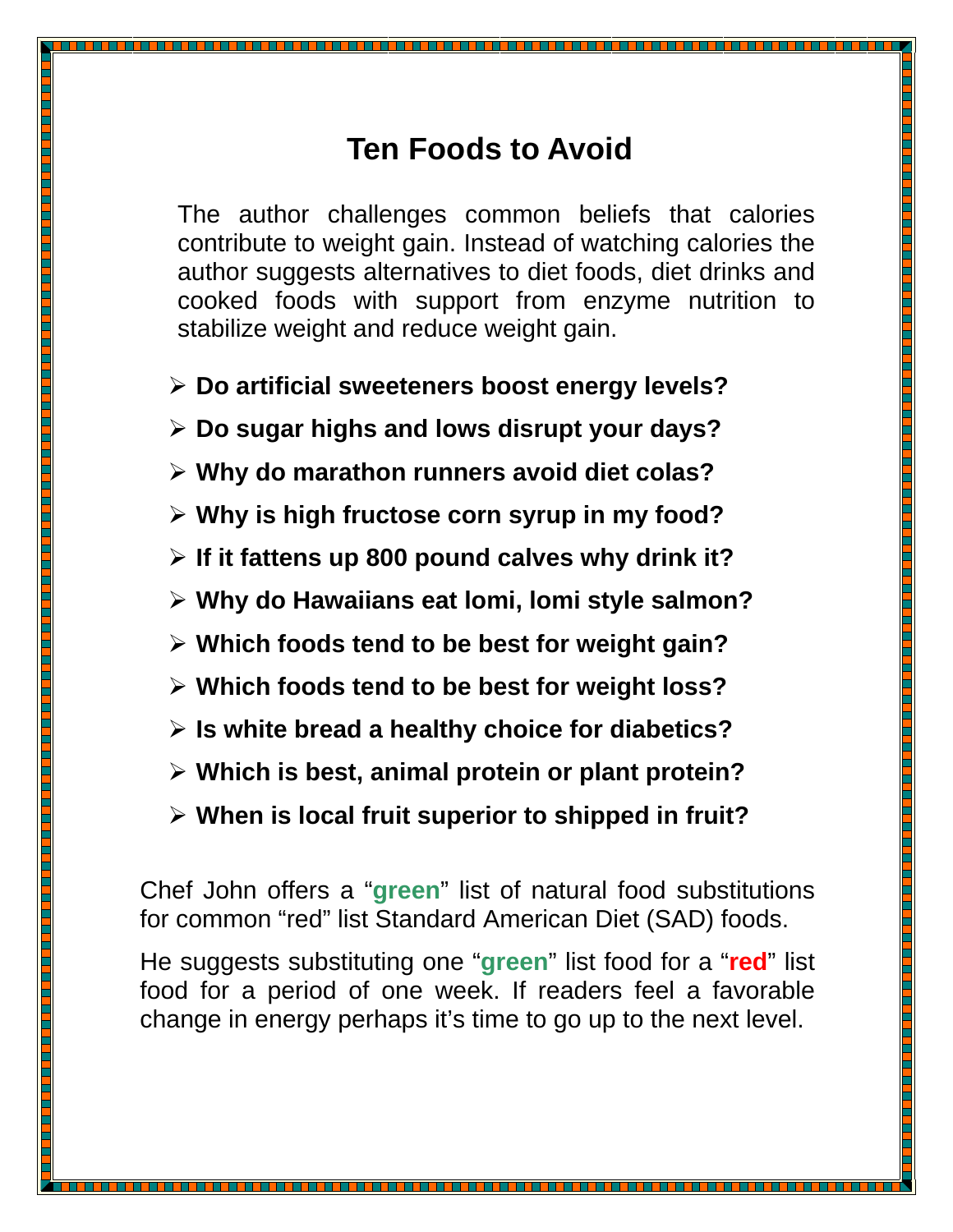# Ten Foods to Avoid

The author challenges common beliefs that calories contribute to weight gain. Instead of watching calories the author suggests alternatives to diet foods, diet drinks and cooked foods with support from enzyme nutrition to stabilize weight and reduce weight gain.

- **Do artificial sweeteners boost energy levels?**
- **Do sugar highs and lows disrupt your days?**
- **Why do marathon runners avoid diet colas?**
- **Why is high fructose corn syrup in my food?**
- **If it fattens up 800 pound calves why drink it?**
- **Why do Hawaiians eat lomi, lomi style salmon?**
- **Which foods tend to be best for weight gain?**
- **Which foods tend to be best for weight loss?**
- **Is white bread a healthy choice for diabetics?**
- **Which is best, animal protein or plant protein?**
- **When is local fruit superior to shipped in fruit?**

Chef John offers a "**green**" list of natural food substitutions for common "red" list Standard American Diet (SAD) foods.

He suggests substituting one "**green**" list food for a "**red**" list food for a period of one week. If readers feel a favorable change in energy perhaps it's time to go up to the next level.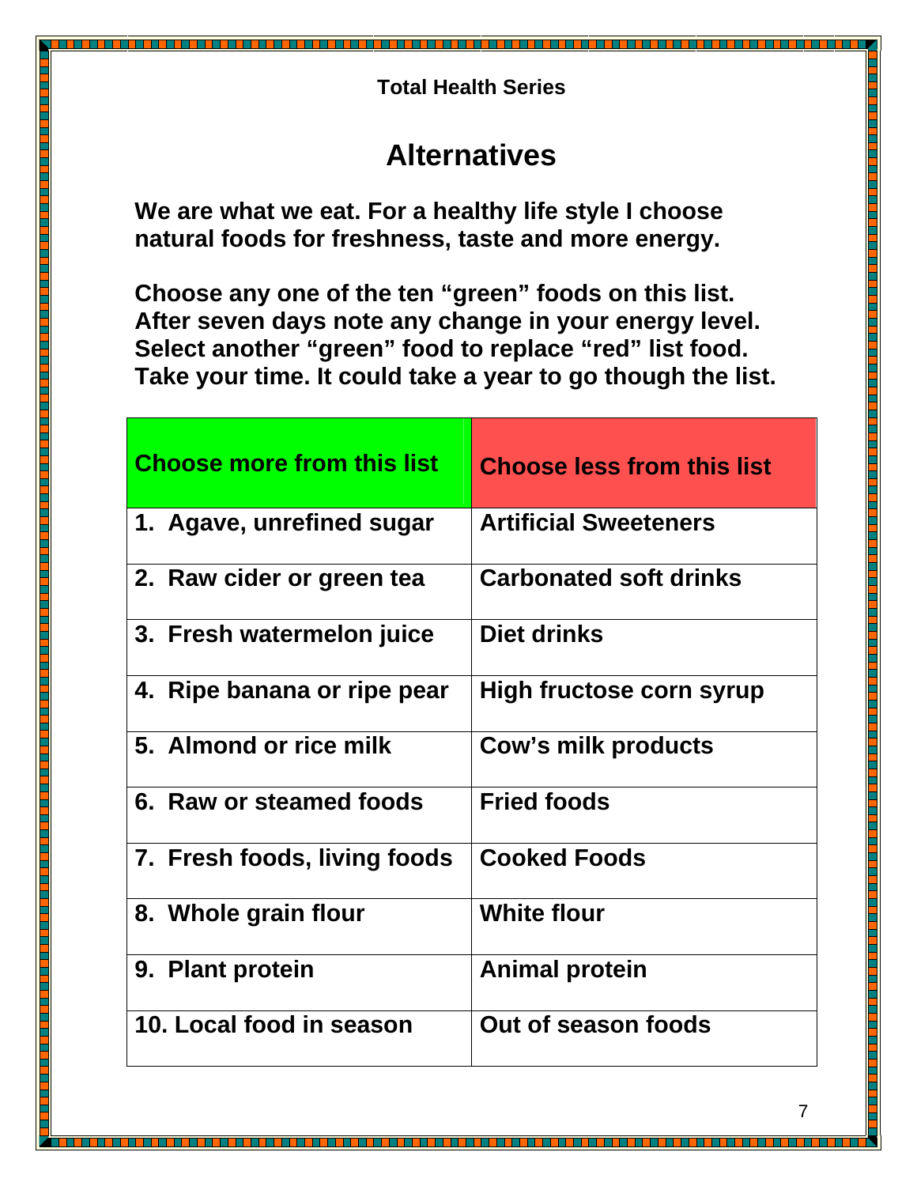Total Health Series

# Alternatives

**We are what we eat. For a healthy life style I choose natural foods for freshness, taste and more energy.**

**Choose any one of the ten "green" foods on this list. After seven days note any change in your energy level. Select another "green" food to replace "red" list food. Take your time. It could take a year to go though the list.**

| Choose more from this list | Choose less from this list |
|---|---|
| 1. Agave, unrefined sugar | Artificial Sweeteners |
| 2. Raw cider or green tea | Carbonated soft drinks |
| 3. Fresh watermelon juice | Diet drinks |
| 4. Ripe banana or ripe pear | High fructose corn syrup |
| 5. Almond or rice milk | Cow's milk products |
| 6. Raw or steamed foods | Fried foods |
| 7. Fresh foods, living foods | Cooked Foods |
| 8. Whole grain flour | White flour |
| 9. Plant protein | Animal protein |
| 10. Local food in season | Out of season foods |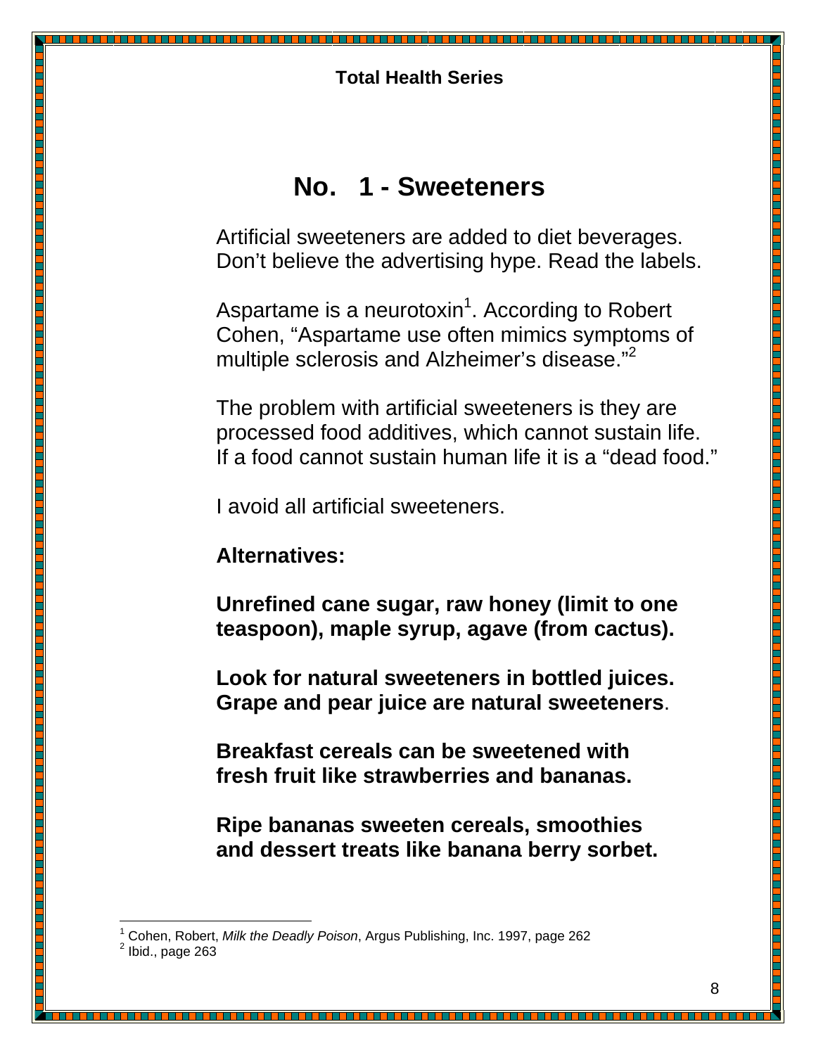# No. 1 - Sweeteners

Artificial sweeteners are added to diet beverages. Don't believe the advertising hype. Read the labels.

Aspartame is a neurotoxin[1]. According to Robert Cohen, "Aspartame use often mimics symptoms of multiple sclerosis and Alzheimer's disease."[2]

The problem with artificial sweeteners is they are processed food additives, which cannot sustain life. If a food cannot sustain human life it is a "dead food."

I avoid all artificial sweeteners.

**Alternatives:**

**Unrefined cane sugar, raw honey (limit to one teaspoon), maple syrup, agave (from cactus).**

**Look for natural sweeteners in bottled juices. Grape and pear juice are natural sweeteners**.

**Breakfast cereals can be sweetened with fresh fruit like strawberries and bananas.**

**Ripe bananas sweeten cereals, smoothies and dessert treats like banana berry sorbet.**

---

[1] Cohen, Robert, *Milk the Deadly Poison*, Argus Publishing, Inc. 1997, page 262
[2] Ibid., page 263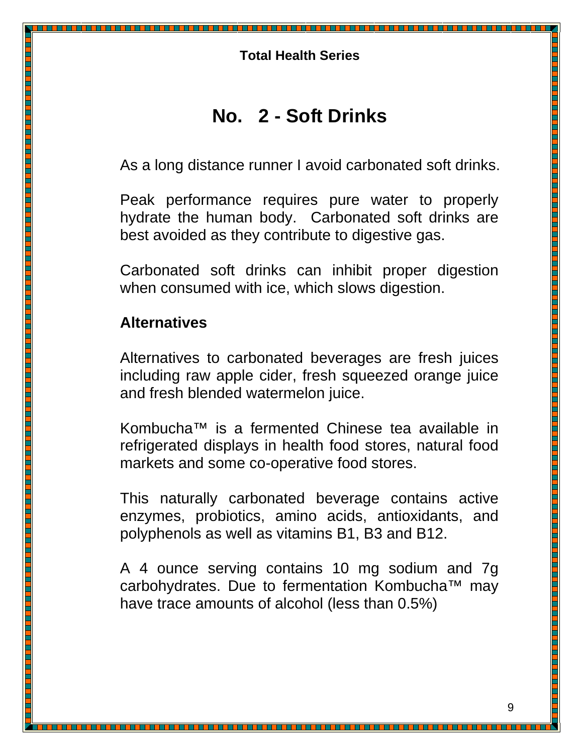**Total Health Series**

# No. 2 - Soft Drinks

As a long distance runner I avoid carbonated soft drinks.

Peak performance requires pure water to properly hydrate the human body. Carbonated soft drinks are best avoided as they contribute to digestive gas.

Carbonated soft drinks can inhibit proper digestion when consumed with ice, which slows digestion.

## Alternatives

Alternatives to carbonated beverages are fresh juices including raw apple cider, fresh squeezed orange juice and fresh blended watermelon juice.

Kombucha™ is a fermented Chinese tea available in refrigerated displays in health food stores, natural food markets and some co-operative food stores.

This naturally carbonated beverage contains active enzymes, probiotics, amino acids, antioxidants, and polyphenols as well as vitamins B1, B3 and B12.

A 4 ounce serving contains 10 mg sodium and 7g carbohydrates. Due to fermentation Kombucha™ may have trace amounts of alcohol (less than 0.5%)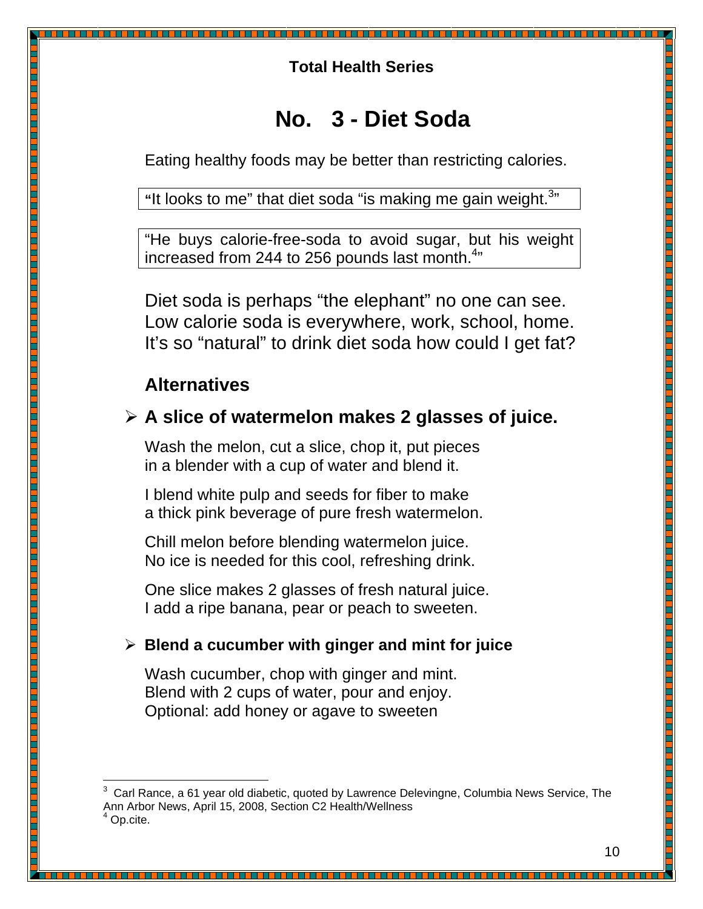**Total Health Series**

# No. 3 - Diet Soda

Eating healthy foods may be better than restricting calories.

"It looks to me" that diet soda "is making me gain weight.[3]"

"He buys calorie-free-soda to avoid sugar, but his weight increased from 244 to 256 pounds last month.[4]"

Diet soda is perhaps "the elephant" no one can see. Low calorie soda is everywhere, work, school, home. It's so "natural" to drink diet soda how could I get fat?

## Alternatives

- **A slice of watermelon makes 2 glasses of juice.**

  Wash the melon, cut a slice, chop it, put pieces in a blender with a cup of water and blend it.

  I blend white pulp and seeds for fiber to make a thick pink beverage of pure fresh watermelon.

  Chill melon before blending watermelon juice. No ice is needed for this cool, refreshing drink.

  One slice makes 2 glasses of fresh natural juice. I add a ripe banana, pear or peach to sweeten.

- **Blend a cucumber with ginger and mint for juice**

  Wash cucumber, chop with ginger and mint. Blend with 2 cups of water, pour and enjoy. Optional: add honey or agave to sweeten

---

[3] Carl Rance, a 61 year old diabetic, quoted by Lawrence Delevingne, Columbia News Service, The Ann Arbor News, April 15, 2008, Section C2 Health/Wellness

[4] Op.cite.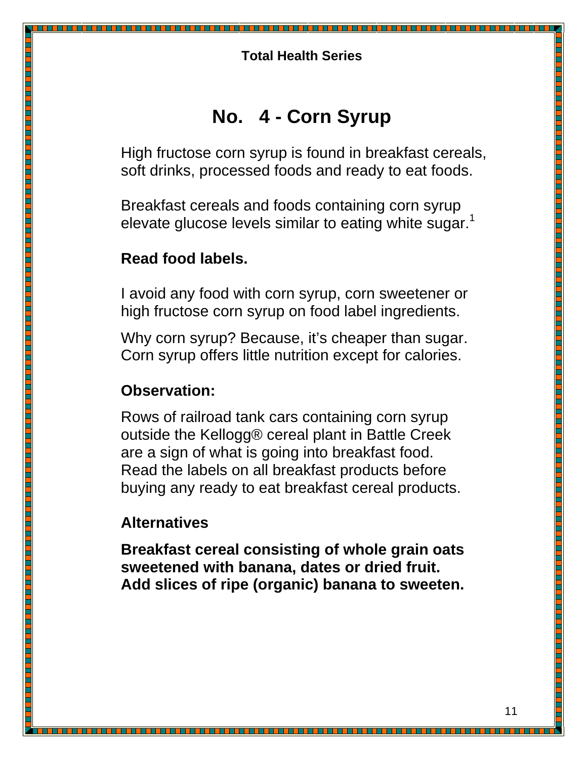# No. 4 - Corn Syrup

High fructose corn syrup is found in breakfast cereals, soft drinks, processed foods and ready to eat foods.

Breakfast cereals and foods containing corn syrup elevate glucose levels similar to eating white sugar.[1]

**Read food labels.**

I avoid any food with corn syrup, corn sweetener or high fructose corn syrup on food label ingredients.

Why corn syrup? Because, it's cheaper than sugar. Corn syrup offers little nutrition except for calories.

**Observation:**

Rows of railroad tank cars containing corn syrup outside the Kellogg® cereal plant in Battle Creek are a sign of what is going into breakfast food. Read the labels on all breakfast products before buying any ready to eat breakfast cereal products.

**Alternatives**

**Breakfast cereal consisting of whole grain oats sweetened with banana, dates or dried fruit. Add slices of ripe (organic) banana to sweeten.**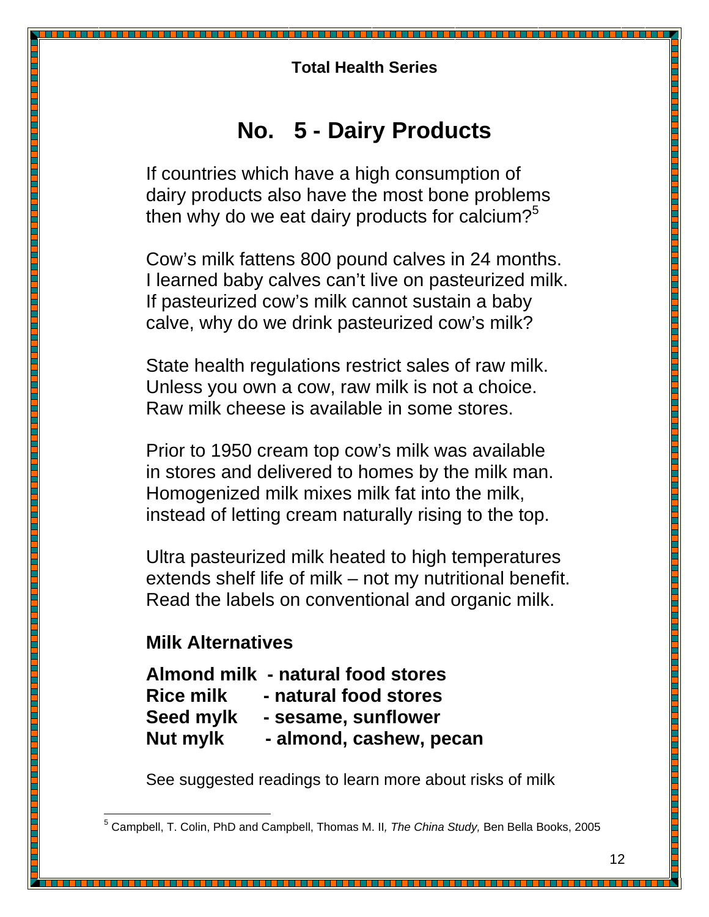## Total Health Series

# No. 5 - Dairy Products

If countries which have a high consumption of dairy products also have the most bone problems then why do we eat dairy products for calcium?[5]

Cow's milk fattens 800 pound calves in 24 months. I learned baby calves can't live on pasteurized milk. If pasteurized cow's milk cannot sustain a baby calve, why do we drink pasteurized cow's milk?

State health regulations restrict sales of raw milk. Unless you own a cow, raw milk is not a choice. Raw milk cheese is available in some stores.

Prior to 1950 cream top cow's milk was available in stores and delivered to homes by the milk man. Homogenized milk mixes milk fat into the milk, instead of letting cream naturally rising to the top.

Ultra pasteurized milk heated to high temperatures extends shelf life of milk – not my nutritional benefit. Read the labels on conventional and organic milk.

### Milk Alternatives

**Almond milk - natural food stores**
**Rice milk - natural food stores**
**Seed mylk - sesame, sunflower**
**Nut mylk - almond, cashew, pecan**

See suggested readings to learn more about risks of milk

---

[5] Campbell, T. Colin, PhD and Campbell, Thomas M. II, *The China Study,* Ben Bella Books, 2005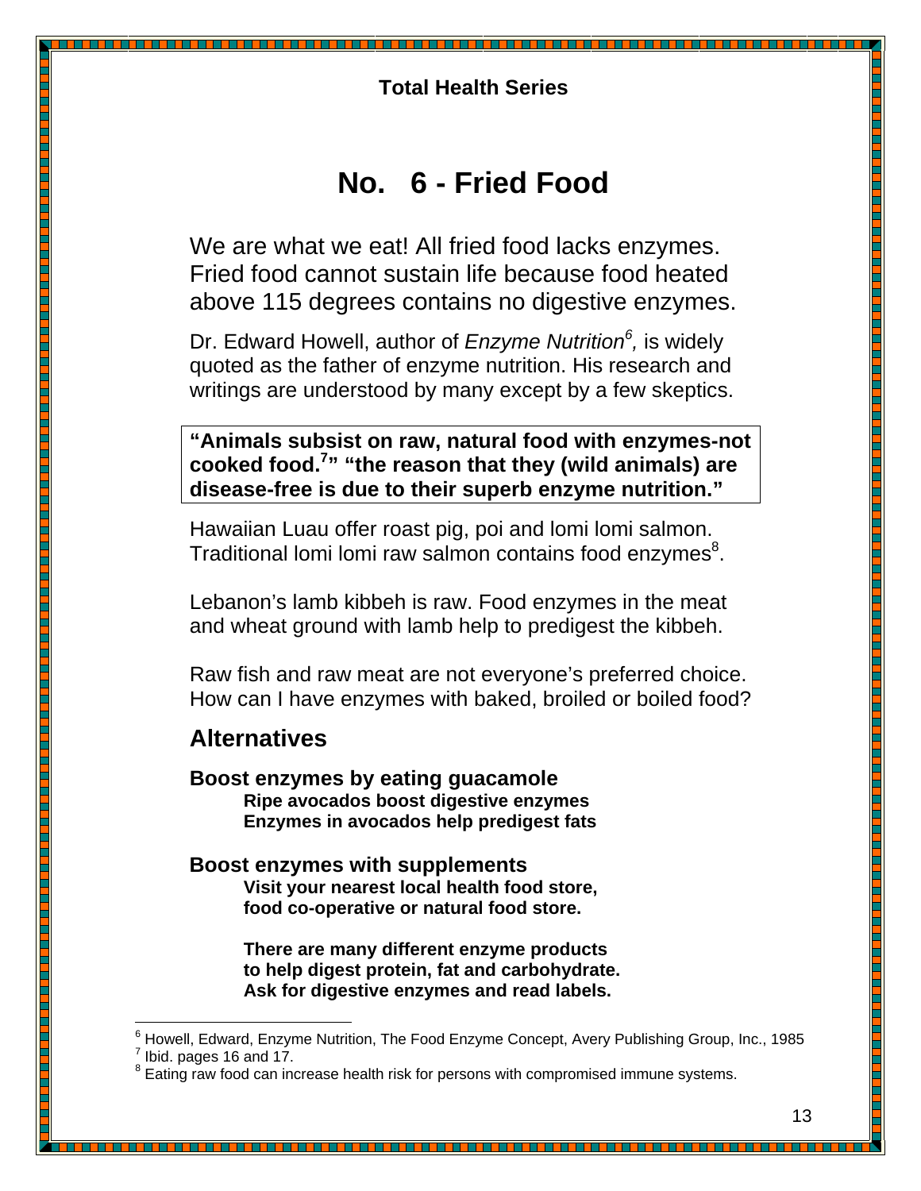Total Health Series

# No. 6 - Fried Food

We are what we eat! All fried food lacks enzymes. Fried food cannot sustain life because food heated above 115 degrees contains no digestive enzymes.

Dr. Edward Howell, author of *Enzyme Nutrition*[6], is widely quoted as the father of enzyme nutrition. His research and writings are understood by many except by a few skeptics.

> **"Animals subsist on raw, natural food with enzymes-not cooked food.[7]" "the reason that they (wild animals) are disease-free is due to their superb enzyme nutrition."**

Hawaiian Luau offer roast pig, poi and lomi lomi salmon. Traditional lomi lomi raw salmon contains food enzymes[8].

Lebanon's lamb kibbeh is raw. Food enzymes in the meat and wheat ground with lamb help to predigest the kibbeh.

Raw fish and raw meat are not everyone's preferred choice. How can I have enzymes with baked, broiled or boiled food?

## Alternatives

**Boost enzymes by eating guacamole**

**Ripe avocados boost digestive enzymes**
**Enzymes in avocados help predigest fats**

**Boost enzymes with supplements**

**Visit your nearest local health food store, food co-operative or natural food store.**

**There are many different enzyme products to help digest protein, fat and carbohydrate. Ask for digestive enzymes and read labels.**

---

[6] Howell, Edward, Enzyme Nutrition, The Food Enzyme Concept, Avery Publishing Group, Inc., 1985
[7] Ibid. pages 16 and 17.
[8] Eating raw food can increase health risk for persons with compromised immune systems.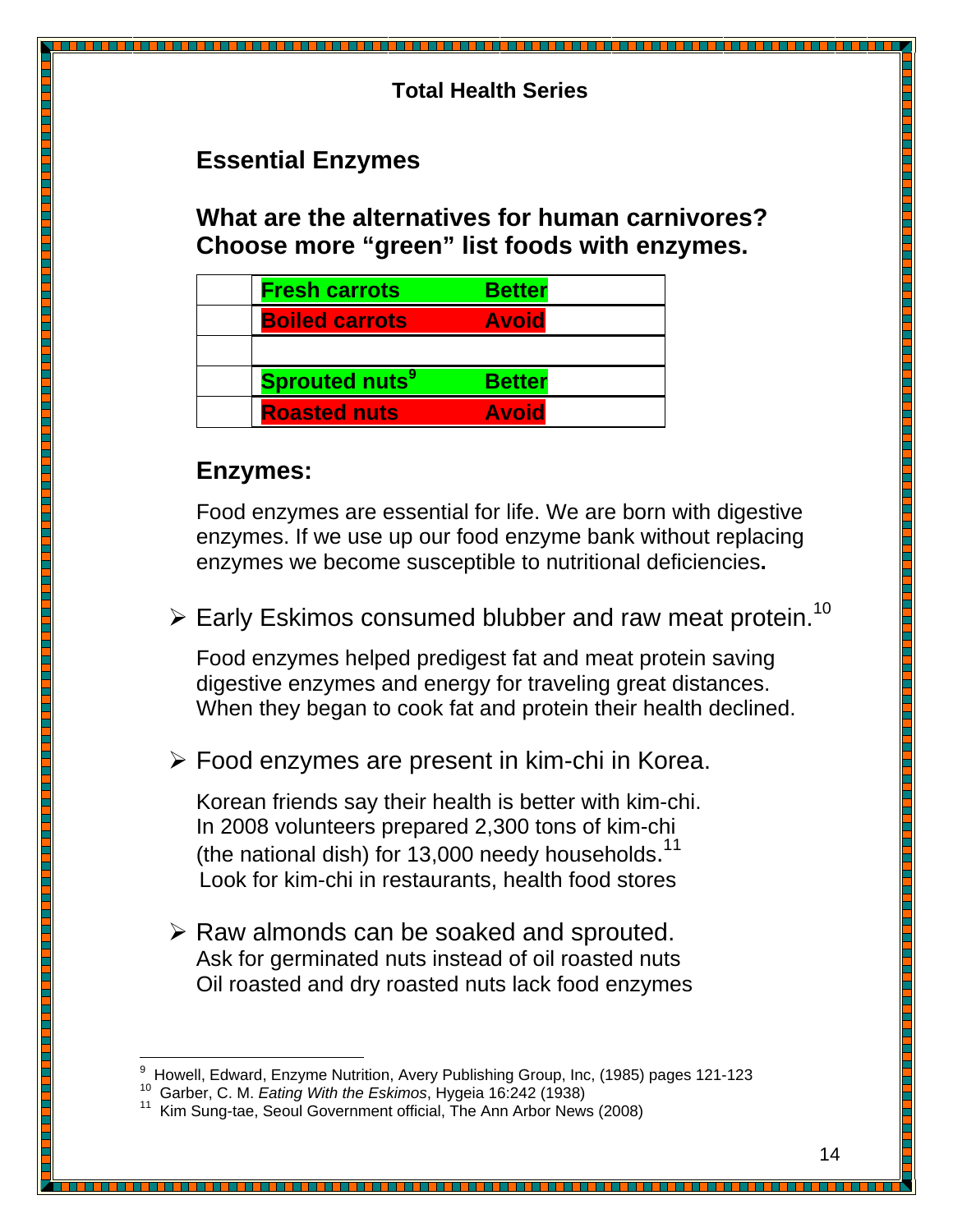## Essential Enzymes

### What are the alternatives for human carnivores? Choose more "green" list foods with enzymes.

| | | |
|---|---|---|
| | **Fresh carrots** | **Better** |
| | **Boiled carrots** | **Avoid** |
| | | |
| | **Sprouted nuts**[9] | **Better** |
| | **Roasted nuts** | **Avoid** |

## Enzymes:

Food enzymes are essential for life. We are born with digestive enzymes. If we use up our food enzyme bank without replacing enzymes we become susceptible to nutritional deficiencies**.**

- Early Eskimos consumed blubber and raw meat protein.[10]

Food enzymes helped predigest fat and meat protein saving digestive enzymes and energy for traveling great distances. When they began to cook fat and protein their health declined.

- Food enzymes are present in kim-chi in Korea.

Korean friends say their health is better with kim-chi. In 2008 volunteers prepared 2,300 tons of kim-chi (the national dish) for 13,000 needy households.[11] Look for kim-chi in restaurants, health food stores

- Raw almonds can be soaked and sprouted.
  Ask for germinated nuts instead of oil roasted nuts
  Oil roasted and dry roasted nuts lack food enzymes

---

[9] Howell, Edward, Enzyme Nutrition, Avery Publishing Group, Inc, (1985) pages 121-123
[10] Garber, C. M. *Eating With the Eskimos*, Hygeia 16:242 (1938)
[11] Kim Sung-tae, Seoul Government official, The Ann Arbor News (2008)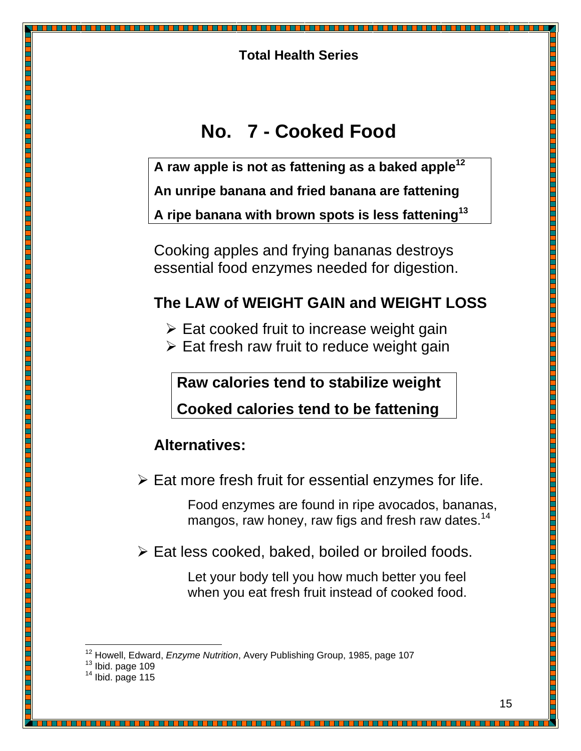# No. 7 - Cooked Food

**A raw apple is not as fattening as a baked apple[12]**

**An unripe banana and fried banana are fattening**

**A ripe banana with brown spots is less fattening[13]**

Cooking apples and frying bananas destroys essential food enzymes needed for digestion.

## The LAW of WEIGHT GAIN and WEIGHT LOSS

- Eat cooked fruit to increase weight gain
- Eat fresh raw fruit to reduce weight gain

**Raw calories tend to stabilize weight**

**Cooked calories tend to be fattening**

## Alternatives:

- Eat more fresh fruit for essential enzymes for life.

  Food enzymes are found in ripe avocados, bananas, mangos, raw honey, raw figs and fresh raw dates.[14]

- Eat less cooked, baked, boiled or broiled foods.

  Let your body tell you how much better you feel when you eat fresh fruit instead of cooked food.

---

[12] Howell, Edward, *Enzyme Nutrition*, Avery Publishing Group, 1985, page 107
[13] Ibid. page 109
[14] Ibid. page 115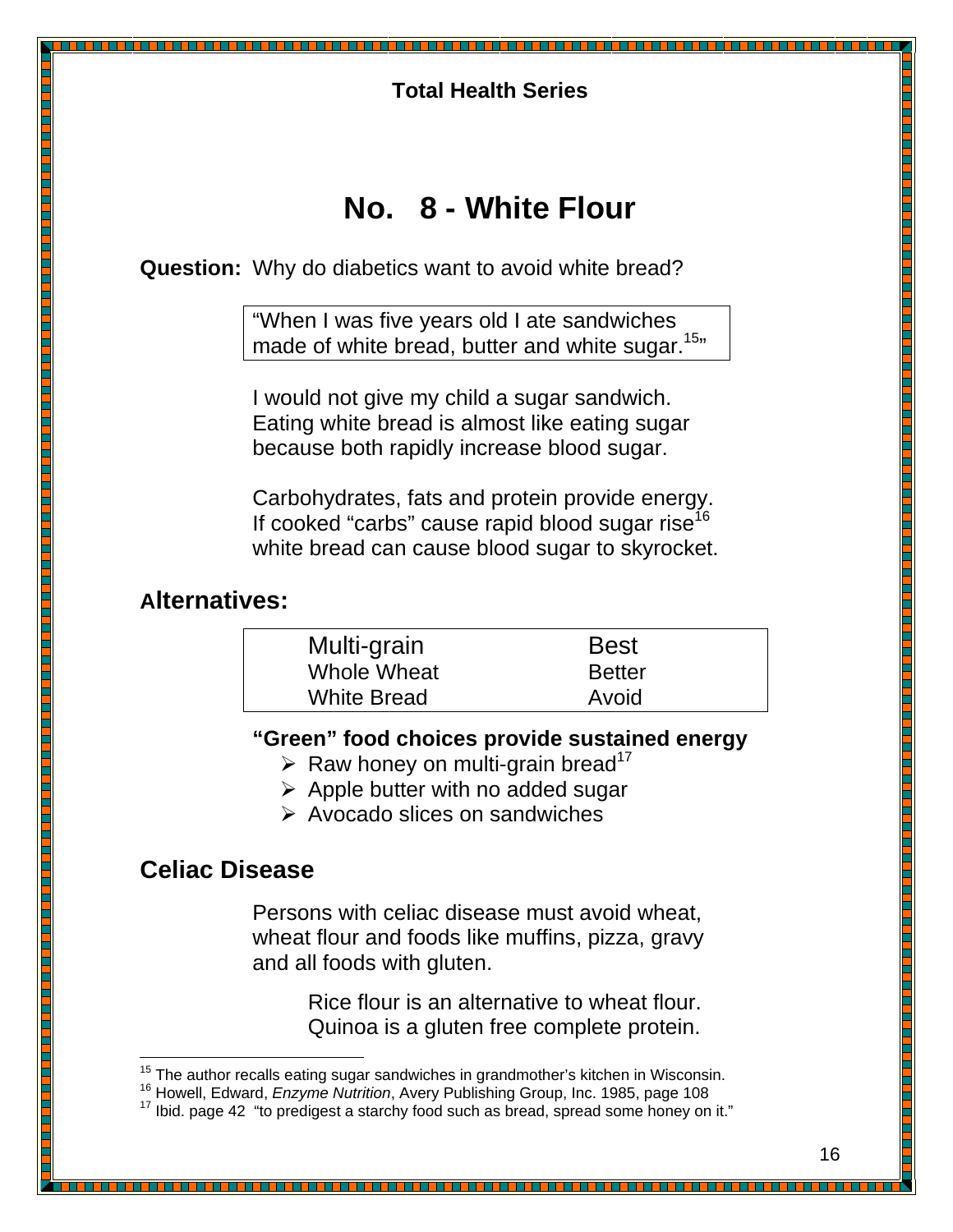**Total Health Series**

# No. 8 - White Flour

**Question:** Why do diabetics want to avoid white bread?

> "When I was five years old I ate sandwiches made of white bread, butter and white sugar.[15]"

I would not give my child a sugar sandwich. Eating white bread is almost like eating sugar because both rapidly increase blood sugar.

Carbohydrates, fats and protein provide energy. If cooked "carbs" cause rapid blood sugar rise[16] white bread can cause blood sugar to skyrocket.

## Alternatives:

| | |
|---|---|
| Multi-grain | Best |
| Whole Wheat | Better |
| White Bread | Avoid |

**"Green" food choices provide sustained energy**

- Raw honey on multi-grain bread[17]
- Apple butter with no added sugar
- Avocado slices on sandwiches

## Celiac Disease

Persons with celiac disease must avoid wheat, wheat flour and foods like muffins, pizza, gravy and all foods with gluten.

Rice flour is an alternative to wheat flour.
Quinoa is a gluten free complete protein.

---

[15] The author recalls eating sugar sandwiches in grandmother's kitchen in Wisconsin.
[16] Howell, Edward, *Enzyme Nutrition*, Avery Publishing Group, Inc. 1985, page 108
[17] Ibid. page 42 "to predigest a starchy food such as bread, spread some honey on it."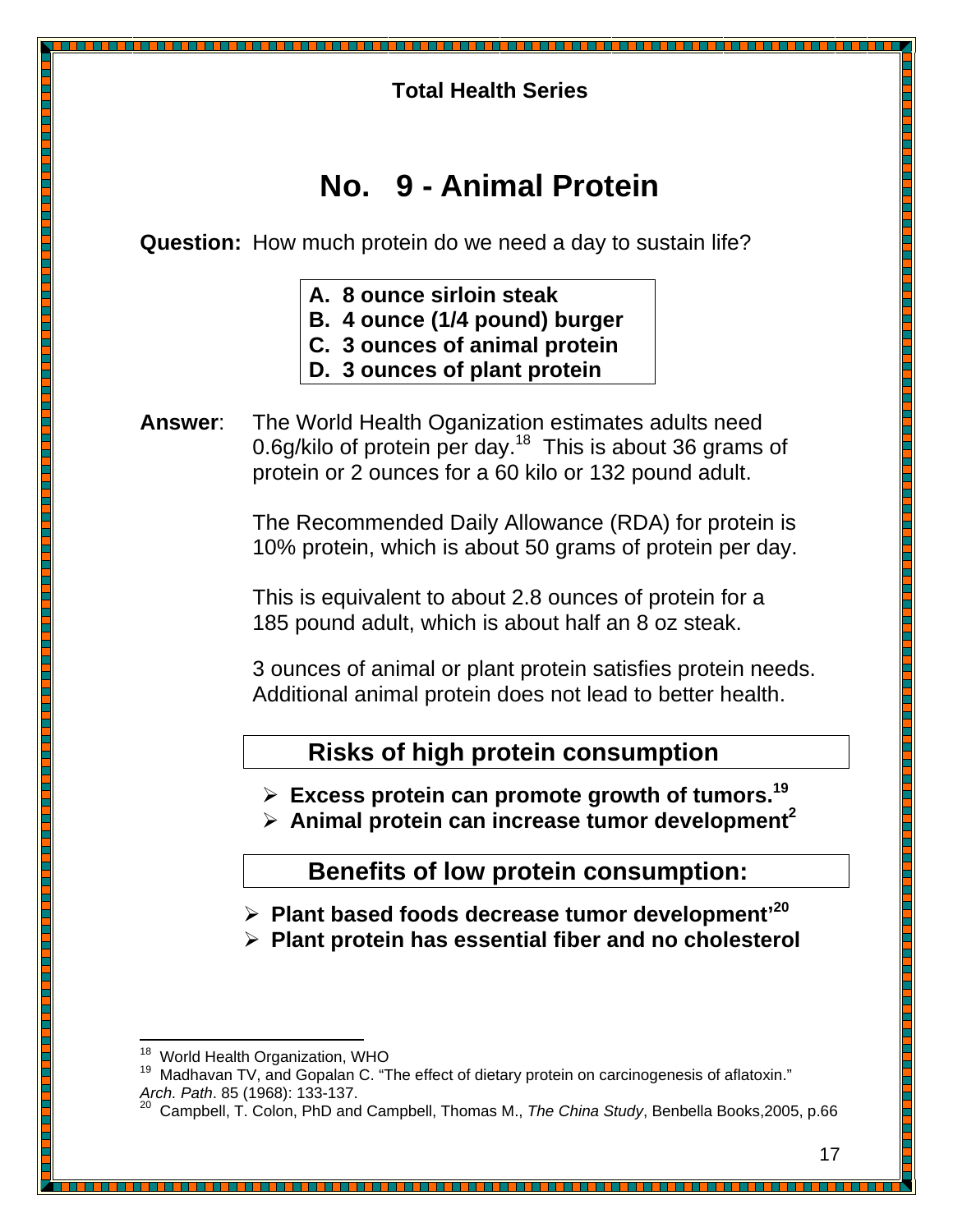**Total Health Series**

# No. 9 - Animal Protein

**Question:** How much protein do we need a day to sustain life?

- **A. 8 ounce sirloin steak**
- **B. 4 ounce (1/4 pound) burger**
- **C. 3 ounces of animal protein**
- **D. 3 ounces of plant protein**

**Answer**: The World Health Oganization estimates adults need 0.6g/kilo of protein per day.[18] This is about 36 grams of protein or 2 ounces for a 60 kilo or 132 pound adult.

The Recommended Daily Allowance (RDA) for protein is 10% protein, which is about 50 grams of protein per day.

This is equivalent to about 2.8 ounces of protein for a 185 pound adult, which is about half an 8 oz steak.

3 ounces of animal or plant protein satisfies protein needs. Additional animal protein does not lead to better health.

## Risks of high protein consumption

- **Excess protein can promote growth of tumors.[19]**
- **Animal protein can increase tumor development[2]**

## Benefits of low protein consumption:

- **Plant based foods decrease tumor development'[20]**
- **Plant protein has essential fiber and no cholesterol**

---

[18] World Health Organization, WHO

[19] Madhavan TV, and Gopalan C. "The effect of dietary protein on carcinogenesis of aflatoxin." *Arch. Path*. 85 (1968): 133-137.

[20] Campbell, T. Colon, PhD and Campbell, Thomas M., *The China Study*, Benbella Books,2005, p.66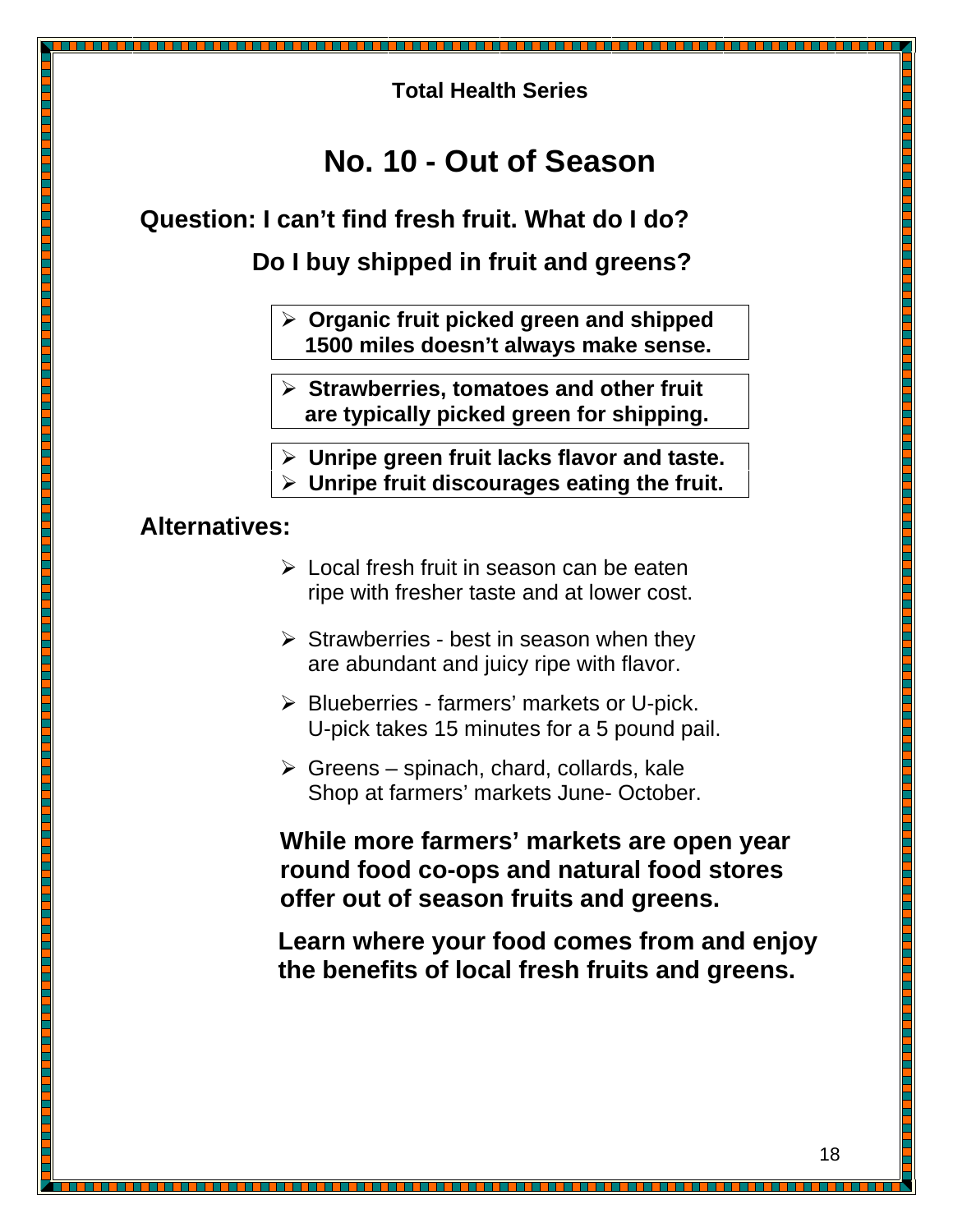**Total Health Series**

# No. 10 - Out of Season

**Question: I can't find fresh fruit. What do I do?**

**Do I buy shipped in fruit and greens?**

- **Organic fruit picked green and shipped 1500 miles doesn't always make sense.**

- **Strawberries, tomatoes and other fruit are typically picked green for shipping.**

- **Unripe green fruit lacks flavor and taste.**
- **Unripe fruit discourages eating the fruit.**

## Alternatives:

- Local fresh fruit in season can be eaten ripe with fresher taste and at lower cost.
- Strawberries - best in season when they are abundant and juicy ripe with flavor.
- Blueberries - farmers' markets or U-pick. U-pick takes 15 minutes for a 5 pound pail.
- Greens – spinach, chard, collards, kale Shop at farmers' markets June- October.

**While more farmers' markets are open year round food co-ops and natural food stores offer out of season fruits and greens.**

**Learn where your food comes from and enjoy the benefits of local fresh fruits and greens.**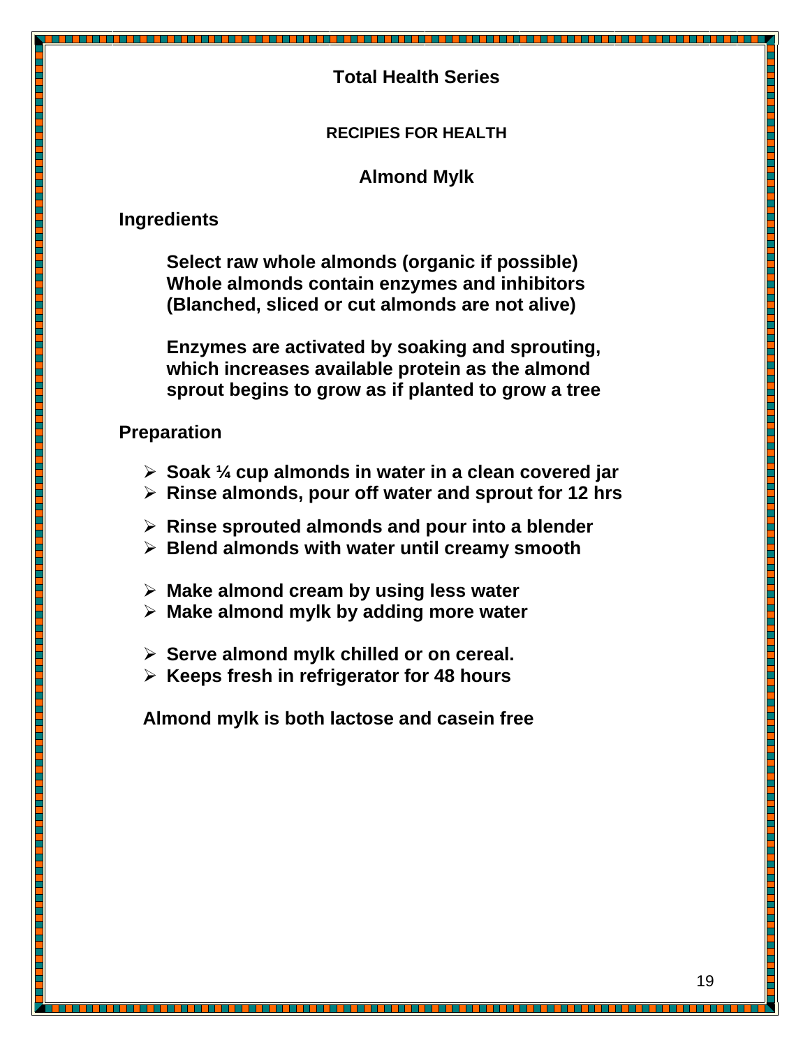# Total Health Series

## RECIPIES FOR HEALTH

### Almond Mylk

**Ingredients**

**Select raw whole almonds (organic if possible)**
**Whole almonds contain enzymes and inhibitors**
**(Blanched, sliced or cut almonds are not alive)**

**Enzymes are activated by soaking and sprouting, which increases available protein as the almond sprout begins to grow as if planted to grow a tree**

**Preparation**

- **Soak ¼ cup almonds in water in a clean covered jar**
- **Rinse almonds, pour off water and sprout for 12 hrs**

- **Rinse sprouted almonds and pour into a blender**
- **Blend almonds with water until creamy smooth**

- **Make almond cream by using less water**
- **Make almond mylk by adding more water**

- **Serve almond mylk chilled or on cereal.**
- **Keeps fresh in refrigerator for 48 hours**

**Almond mylk is both lactose and casein free**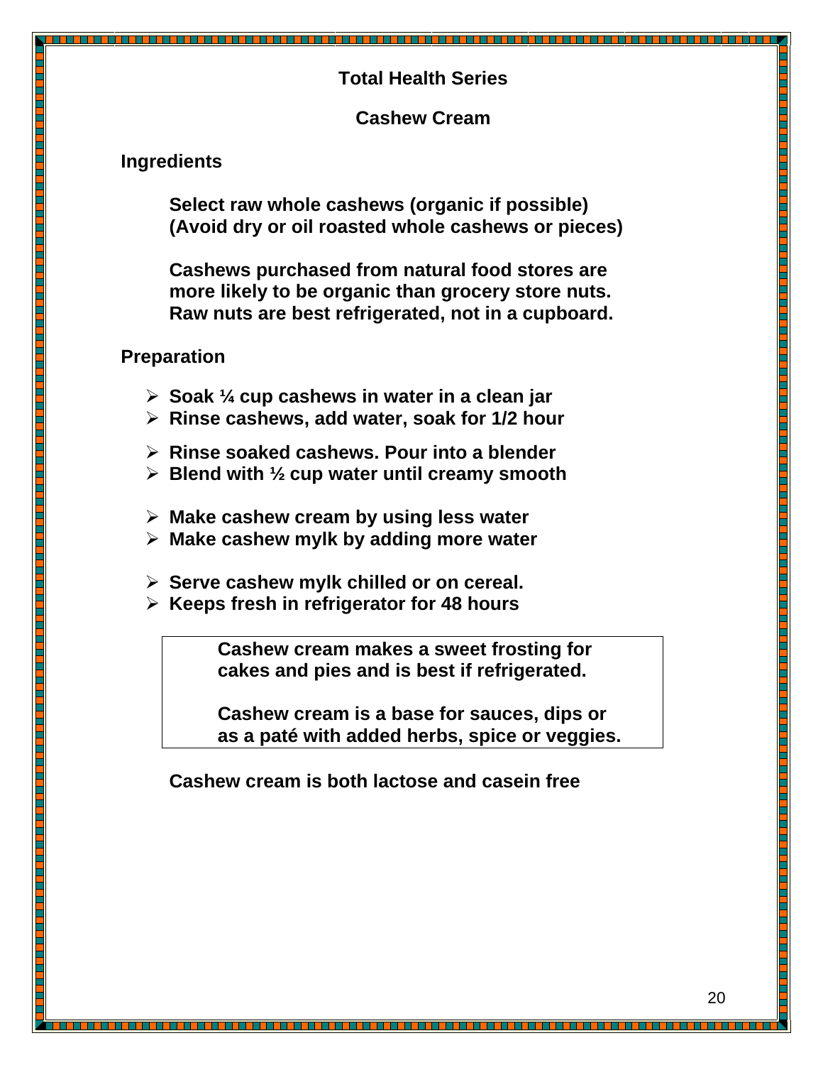## Total Health Series

## Cashew Cream

### Ingredients

**Select raw whole cashews (organic if possible)**
**(Avoid dry or oil roasted whole cashews or pieces)**

**Cashews purchased from natural food stores are more likely to be organic than grocery store nuts. Raw nuts are best refrigerated, not in a cupboard.**

### Preparation

- **Soak ¼ cup cashews in water in a clean jar**
- **Rinse cashews, add water, soak for 1/2 hour**

- **Rinse soaked cashews. Pour into a blender**
- **Blend with ½ cup water until creamy smooth**

- **Make cashew cream by using less water**
- **Make cashew mylk by adding more water**

- **Serve cashew mylk chilled or on cereal.**
- **Keeps fresh in refrigerator for 48 hours**

> **Cashew cream makes a sweet frosting for cakes and pies and is best if refrigerated.**
>
> **Cashew cream is a base for sauces, dips or as a paté with added herbs, spice or veggies.**

**Cashew cream is both lactose and casein free**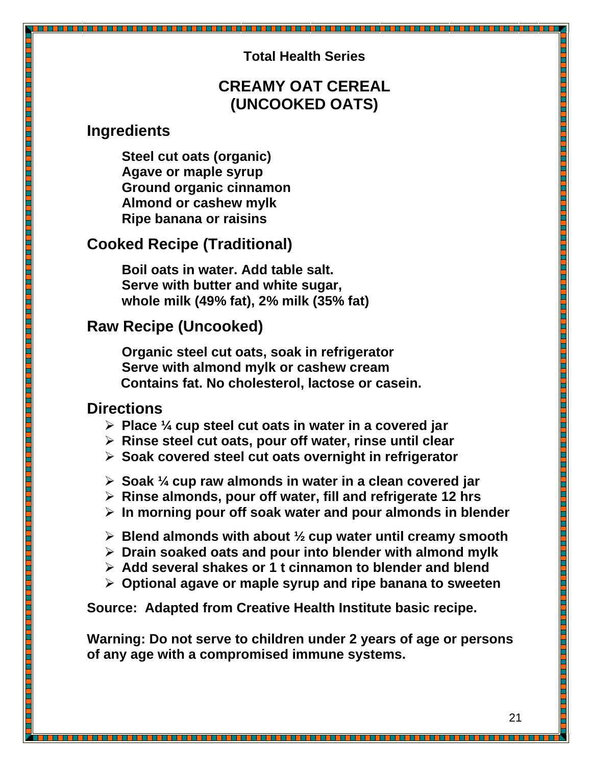**Total Health Series**

# CREAMY OAT CEREAL (UNCOOKED OATS)

## Ingredients

**Steel cut oats (organic)**
**Agave or maple syrup**
**Ground organic cinnamon**
**Almond or cashew mylk**
**Ripe banana or raisins**

## Cooked Recipe (Traditional)

**Boil oats in water. Add table salt.**
**Serve with butter and white sugar,**
**whole milk (49% fat), 2% milk (35% fat)**

## Raw Recipe (Uncooked)

**Organic steel cut oats, soak in refrigerator**
**Serve with almond mylk or cashew cream**
**Contains fat. No cholesterol, lactose or casein.**

## Directions

- **Place ¼ cup steel cut oats in water in a covered jar**
- **Rinse steel cut oats, pour off water, rinse until clear**
- **Soak covered steel cut oats overnight in refrigerator**

- **Soak ¼ cup raw almonds in water in a clean covered jar**
- **Rinse almonds, pour off water, fill and refrigerate 12 hrs**
- **In morning pour off soak water and pour almonds in blender**

- **Blend almonds with about ½ cup water until creamy smooth**
- **Drain soaked oats and pour into blender with almond mylk**
- **Add several shakes or 1 t cinnamon to blender and blend**
- **Optional agave or maple syrup and ripe banana to sweeten**

**Source: Adapted from Creative Health Institute basic recipe.**

**Warning: Do not serve to children under 2 years of age or persons of any age with a compromised immune systems.**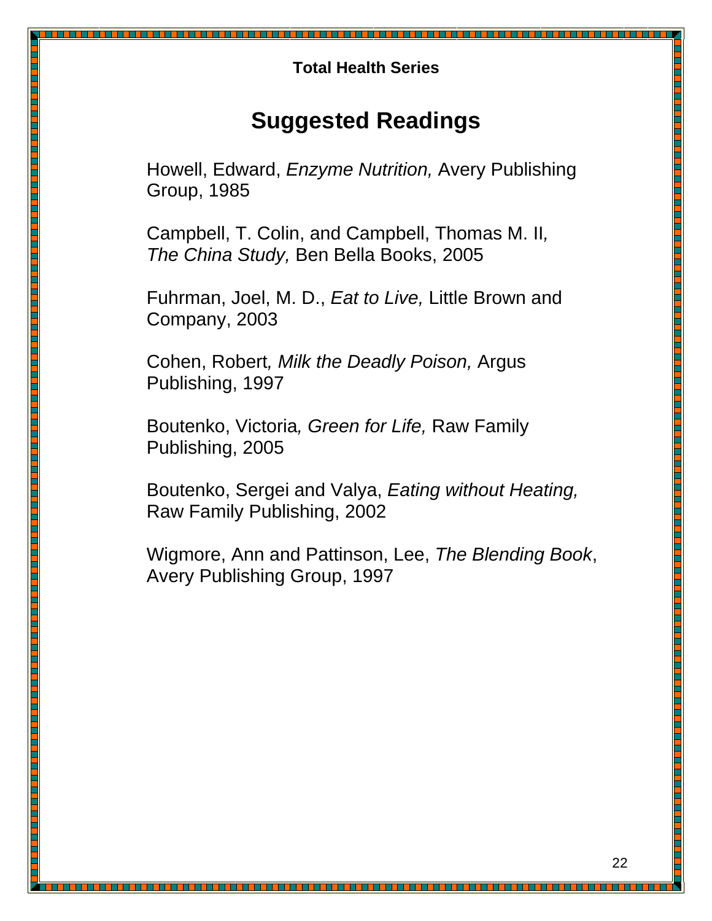## Suggested Readings

Howell, Edward, *Enzyme Nutrition,* Avery Publishing Group, 1985

Campbell, T. Colin, and Campbell, Thomas M. II, *The China Study,* Ben Bella Books, 2005

Fuhrman, Joel, M. D., *Eat to Live,* Little Brown and Company, 2003

Cohen, Robert*, Milk the Deadly Poison,* Argus Publishing, 1997

Boutenko, Victoria*, Green for Life,* Raw Family Publishing, 2005

Boutenko, Sergei and Valya, *Eating without Heating,* Raw Family Publishing, 2002

Wigmore, Ann and Pattinson, Lee, *The Blending Book*, Avery Publishing Group, 1997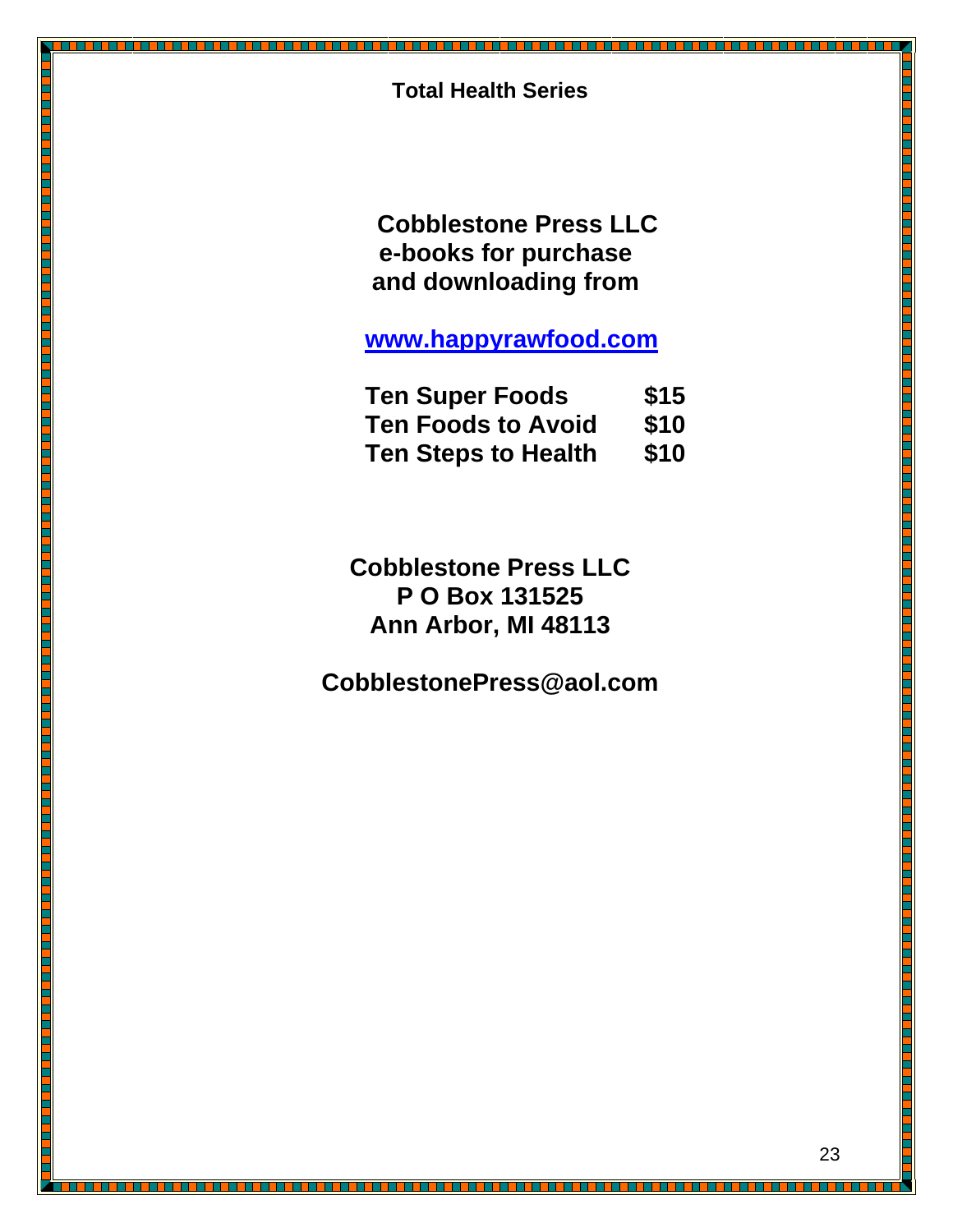**Cobblestone Press LLC**
**e-books for purchase**
**and downloading from**

**[www.happyrawfood.com](http://www.happyrawfood.com)**

| | |
|---|---|
| **Ten Super Foods** | **$15** |
| **Ten Foods to Avoid** | **$10** |
| **Ten Steps to Health** | **$10** |

**Cobblestone Press LLC**
**P O Box 131525**
**Ann Arbor, MI 48113**

**CobblestonePress@aol.com**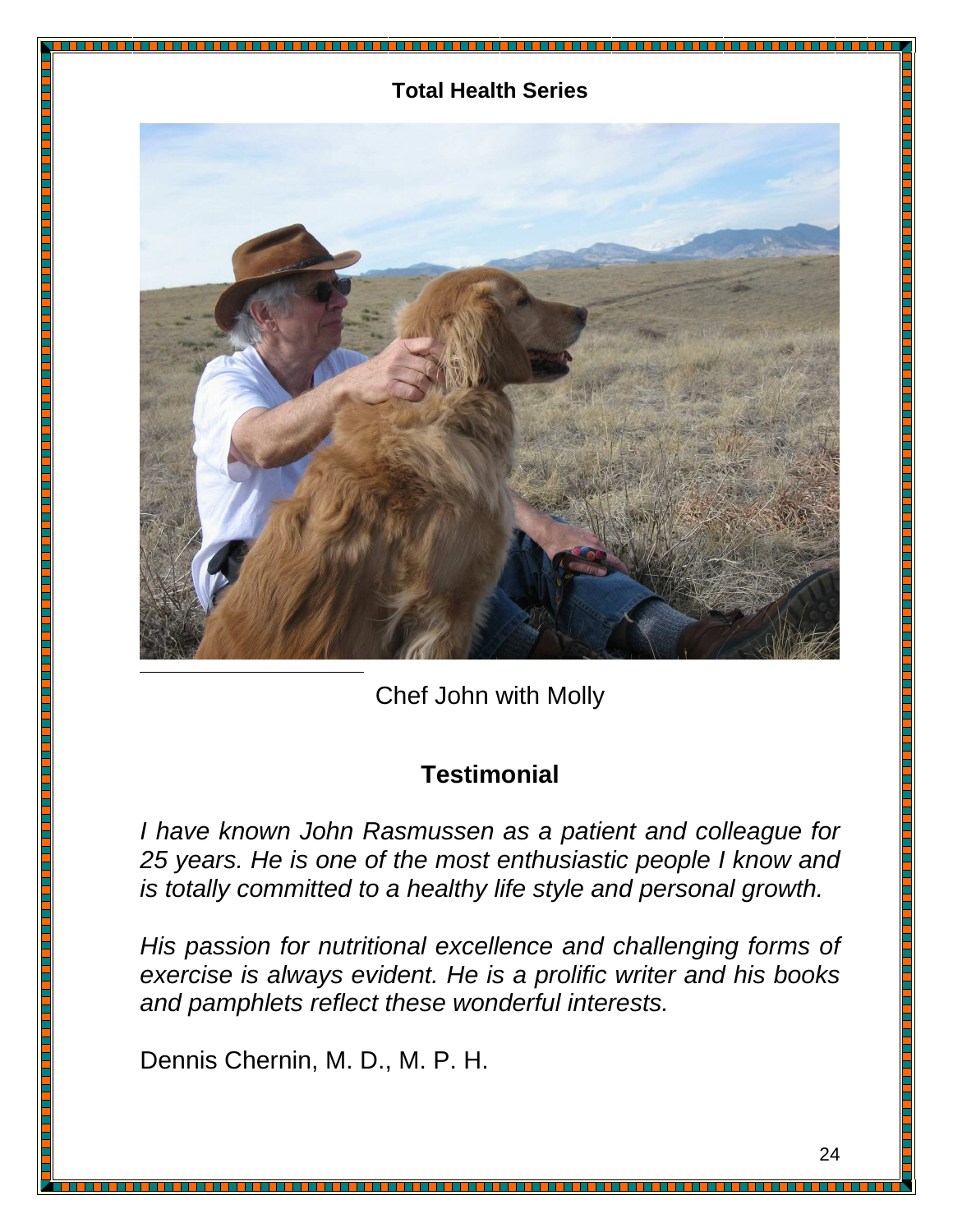Chef John with Molly

## Testimonial

*I have known John Rasmussen as a patient and colleague for 25 years. He is one of the most enthusiastic people I know and is totally committed to a healthy life style and personal growth.*

*His passion for nutritional excellence and challenging forms of exercise is always evident. He is a prolific writer and his books and pamphlets reflect these wonderful interests.*

Dennis Chernin, M. D., M. P. H.